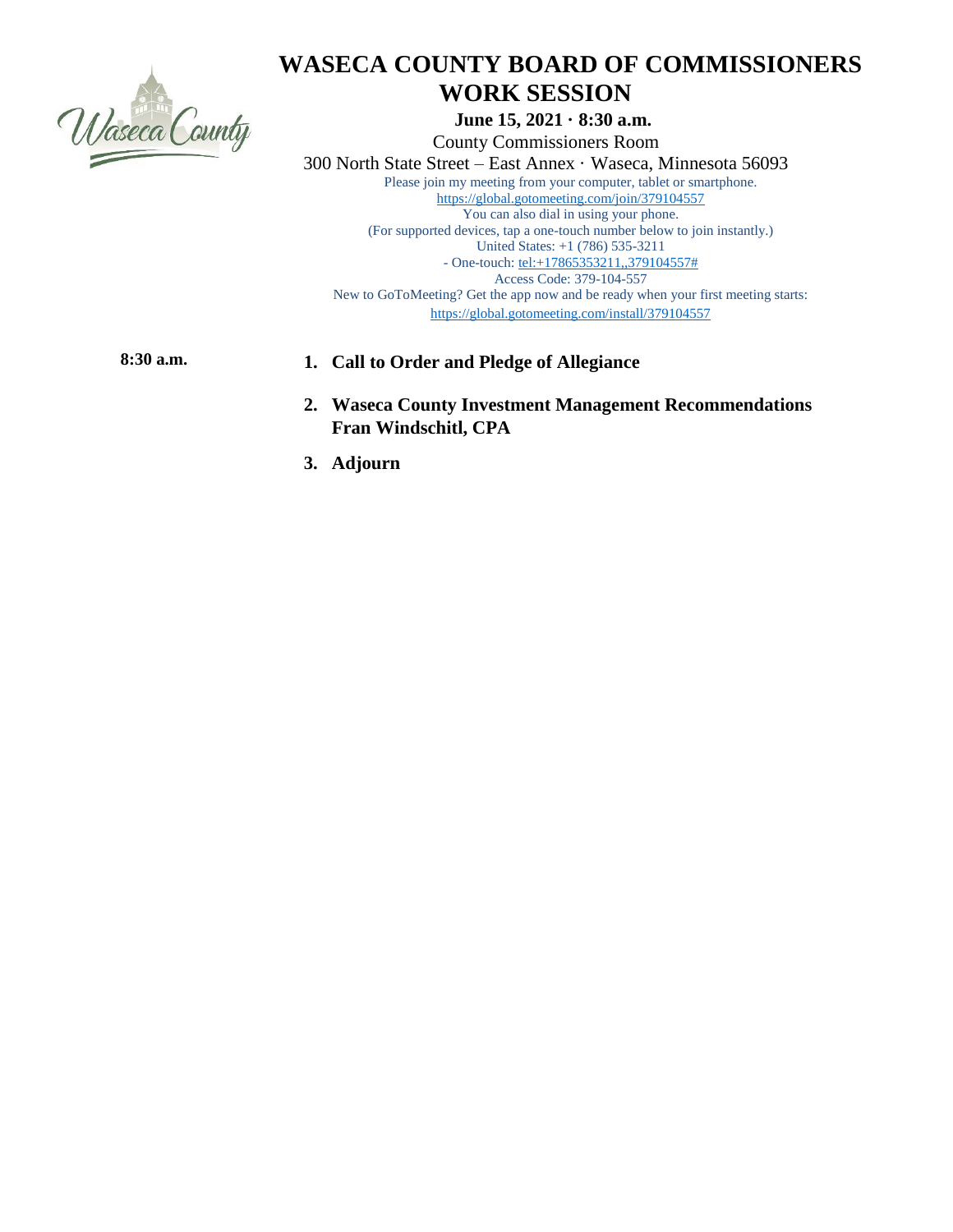# WASECA COUNTY BOARD OF COMMISSIONERS WORK SESSION

**June 15, 2021 · 8:30 a.m.**

County Commissioners Room

300 North State Street – East Annex · Waseca, Minnesota 56093

Please join my meeting from your computer, tablet or smartphone.

https://global.gotomeeting.com/join/379104557

You can also dial in using your phone.

(For supported devices, tap a one-touch number below to join instantly.)

United States: +1 (786) 535-3211

- One-touch: tel:+17865353211,,379104557#

Access Code: 379-104-557

New to GoToMeeting? Get the app now and be ready when your first meeting starts:

https://global.gotomeeting.com/install/379104557

**8:30 a.m.**

1. **Call to Order and Pledge of Allegiance**
2. **Waseca County Investment Management Recommendations**
   **Fran Windschitl, CPA**
3. **Adjourn**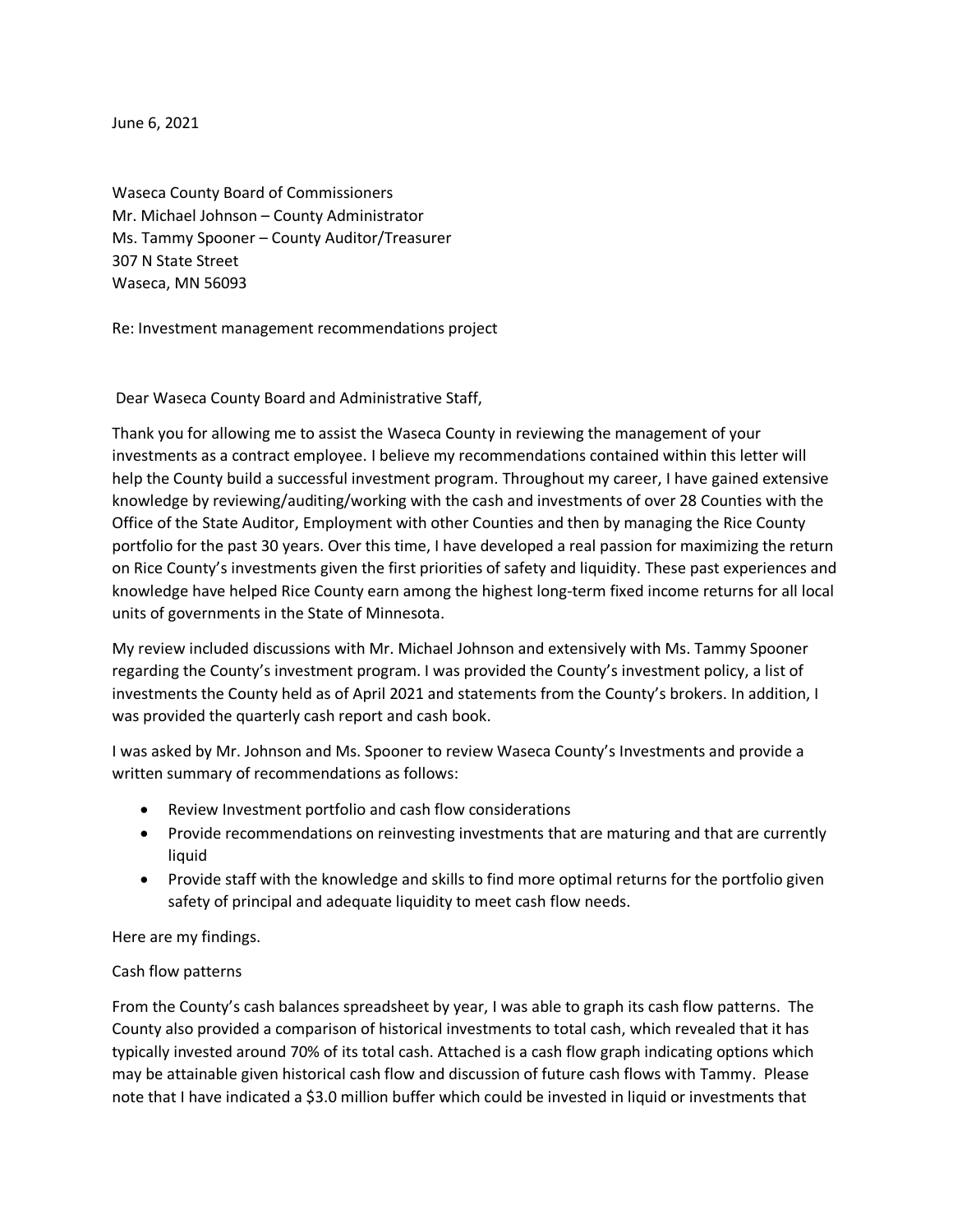June 6, 2021

Waseca County Board of Commissioners
Mr. Michael Johnson – County Administrator
Ms. Tammy Spooner – County Auditor/Treasurer
307 N State Street
Waseca, MN 56093

Re: Investment management recommendations project

Dear Waseca County Board and Administrative Staff,

Thank you for allowing me to assist the Waseca County in reviewing the management of your investments as a contract employee. I believe my recommendations contained within this letter will help the County build a successful investment program. Throughout my career, I have gained extensive knowledge by reviewing/auditing/working with the cash and investments of over 28 Counties with the Office of the State Auditor, Employment with other Counties and then by managing the Rice County portfolio for the past 30 years. Over this time, I have developed a real passion for maximizing the return on Rice County's investments given the first priorities of safety and liquidity. These past experiences and knowledge have helped Rice County earn among the highest long-term fixed income returns for all local units of governments in the State of Minnesota.

My review included discussions with Mr. Michael Johnson and extensively with Ms. Tammy Spooner regarding the County's investment program. I was provided the County's investment policy, a list of investments the County held as of April 2021 and statements from the County's brokers. In addition, I was provided the quarterly cash report and cash book.

I was asked by Mr. Johnson and Ms. Spooner to review Waseca County's Investments and provide a written summary of recommendations as follows:

- Review Investment portfolio and cash flow considerations
- Provide recommendations on reinvesting investments that are maturing and that are currently liquid
- Provide staff with the knowledge and skills to find more optimal returns for the portfolio given safety of principal and adequate liquidity to meet cash flow needs.

Here are my findings.

Cash flow patterns

From the County's cash balances spreadsheet by year, I was able to graph its cash flow patterns. The County also provided a comparison of historical investments to total cash, which revealed that it has typically invested around 70% of its total cash. Attached is a cash flow graph indicating options which may be attainable given historical cash flow and discussion of future cash flows with Tammy. Please note that I have indicated a $3.0 million buffer which could be invested in liquid or investments that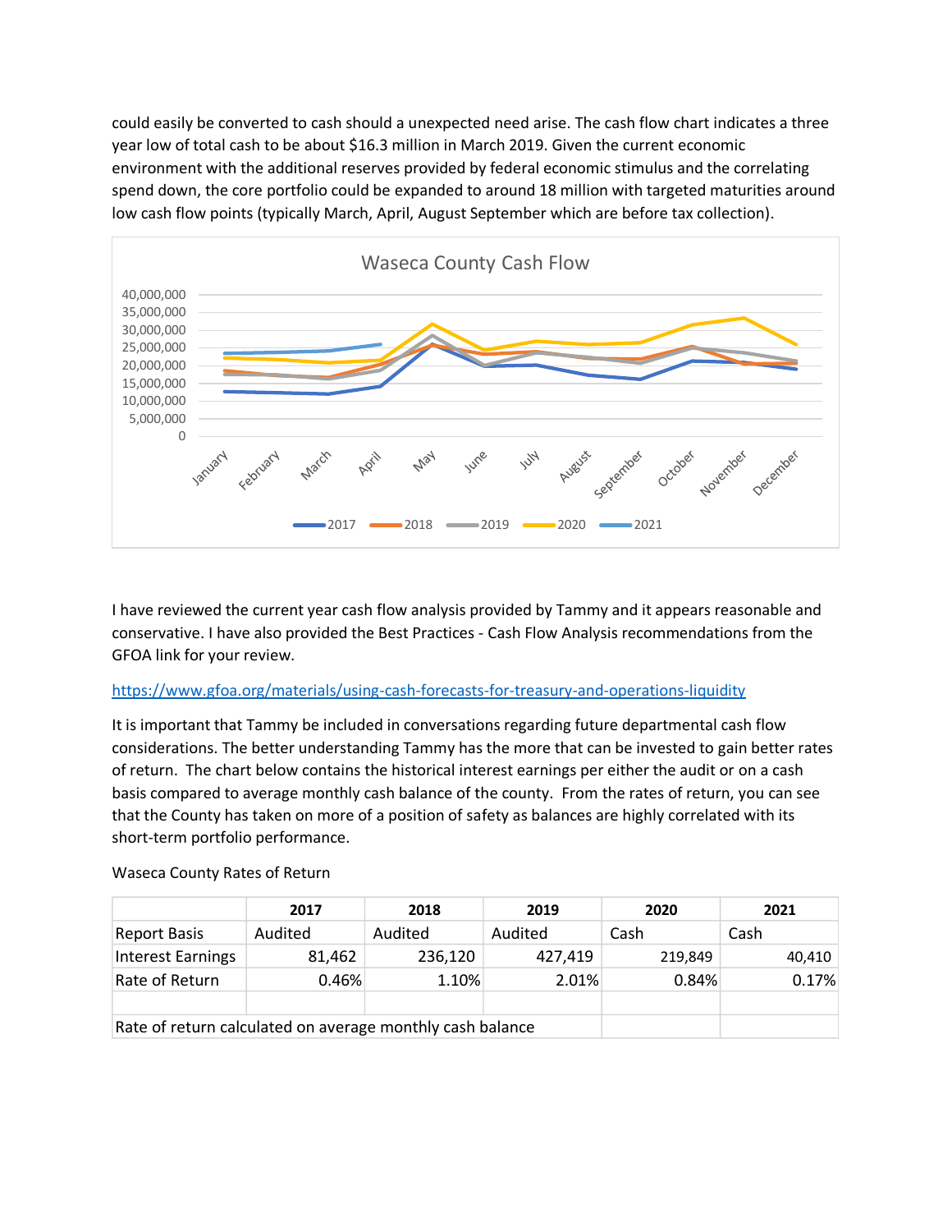could easily be converted to cash should a unexpected need arise. The cash flow chart indicates a three year low of total cash to be about $16.3 million in March 2019. Given the current economic environment with the additional reserves provided by federal economic stimulus and the correlating spend down, the core portfolio could be expanded to around 18 million with targeted maturities around low cash flow points (typically March, April, August September which are before tax collection).

I have reviewed the current year cash flow analysis provided by Tammy and it appears reasonable and conservative. I have also provided the Best Practices - Cash Flow Analysis recommendations from the GFOA link for your review.

https://www.gfoa.org/materials/using-cash-forecasts-for-treasury-and-operations-liquidity

It is important that Tammy be included in conversations regarding future departmental cash flow considerations. The better understanding Tammy has the more that can be invested to gain better rates of return. The chart below contains the historical interest earnings per either the audit or on a cash basis compared to average monthly cash balance of the county. From the rates of return, you can see that the County has taken on more of a position of safety as balances are highly correlated with its short-term portfolio performance.

Waseca County Rates of Return

| | 2017 | 2018 | 2019 | 2020 | 2021 |
|---|---|---|---|---|---|
| Report Basis | Audited | Audited | Audited | Cash | Cash |
| Interest Earnings | 81,462 | 236,120 | 427,419 | 219,849 | 40,410 |
| Rate of Return | 0.46% | 1.10% | 2.01% | 0.84% | 0.17% |
| | | | | | |
| Rate of return calculated on average monthly cash balance | | | | | |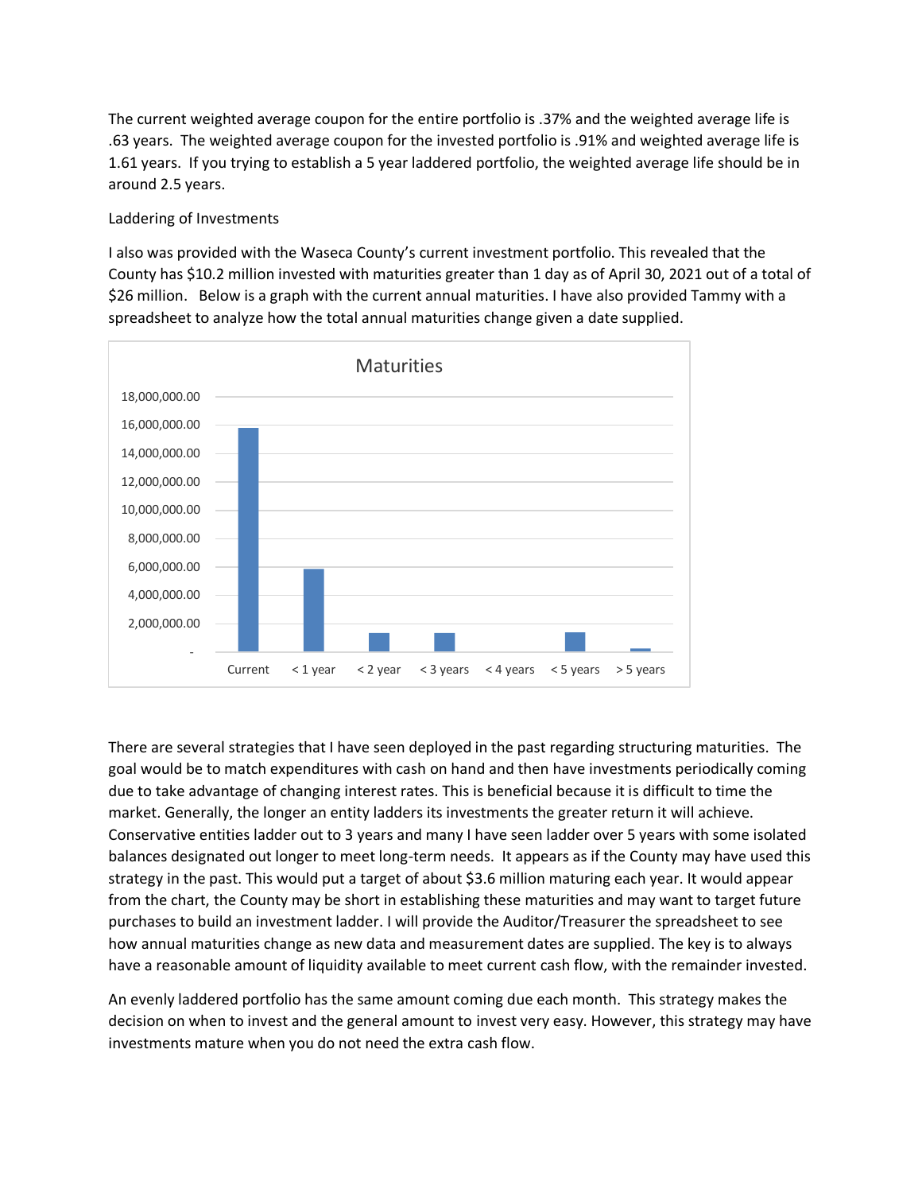The current weighted average coupon for the entire portfolio is .37% and the weighted average life is .63 years. The weighted average coupon for the invested portfolio is .91% and weighted average life is 1.61 years. If you trying to establish a 5 year laddered portfolio, the weighted average life should be in around 2.5 years.

Laddering of Investments

I also was provided with the Waseca County's current investment portfolio. This revealed that the County has $10.2 million invested with maturities greater than 1 day as of April 30, 2021 out of a total of $26 million. Below is a graph with the current annual maturities. I have also provided Tammy with a spreadsheet to analyze how the total annual maturities change given a date supplied.

There are several strategies that I have seen deployed in the past regarding structuring maturities. The goal would be to match expenditures with cash on hand and then have investments periodically coming due to take advantage of changing interest rates. This is beneficial because it is difficult to time the market. Generally, the longer an entity ladders its investments the greater return it will achieve. Conservative entities ladder out to 3 years and many I have seen ladder over 5 years with some isolated balances designated out longer to meet long-term needs. It appears as if the County may have used this strategy in the past. This would put a target of about $3.6 million maturing each year. It would appear from the chart, the County may be short in establishing these maturities and may want to target future purchases to build an investment ladder. I will provide the Auditor/Treasurer the spreadsheet to see how annual maturities change as new data and measurement dates are supplied. The key is to always have a reasonable amount of liquidity available to meet current cash flow, with the remainder invested.

An evenly laddered portfolio has the same amount coming due each month. This strategy makes the decision on when to invest and the general amount to invest very easy. However, this strategy may have investments mature when you do not need the extra cash flow.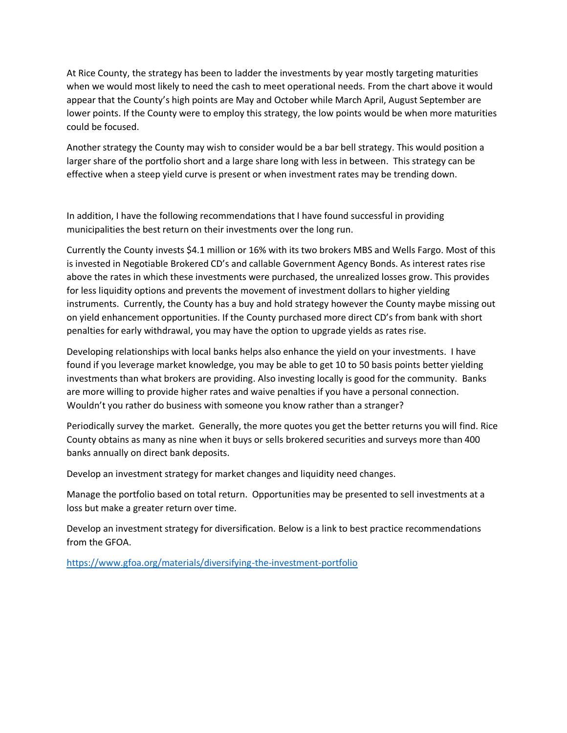At Rice County, the strategy has been to ladder the investments by year mostly targeting maturities when we would most likely to need the cash to meet operational needs. From the chart above it would appear that the County's high points are May and October while March April, August September are lower points. If the County were to employ this strategy, the low points would be when more maturities could be focused.

Another strategy the County may wish to consider would be a bar bell strategy. This would position a larger share of the portfolio short and a large share long with less in between. This strategy can be effective when a steep yield curve is present or when investment rates may be trending down.

In addition, I have the following recommendations that I have found successful in providing municipalities the best return on their investments over the long run.

Currently the County invests $4.1 million or 16% with its two brokers MBS and Wells Fargo. Most of this is invested in Negotiable Brokered CD's and callable Government Agency Bonds. As interest rates rise above the rates in which these investments were purchased, the unrealized losses grow. This provides for less liquidity options and prevents the movement of investment dollars to higher yielding instruments. Currently, the County has a buy and hold strategy however the County maybe missing out on yield enhancement opportunities. If the County purchased more direct CD's from bank with short penalties for early withdrawal, you may have the option to upgrade yields as rates rise.

Developing relationships with local banks helps also enhance the yield on your investments. I have found if you leverage market knowledge, you may be able to get 10 to 50 basis points better yielding investments than what brokers are providing. Also investing locally is good for the community. Banks are more willing to provide higher rates and waive penalties if you have a personal connection. Wouldn't you rather do business with someone you know rather than a stranger?

Periodically survey the market. Generally, the more quotes you get the better returns you will find. Rice County obtains as many as nine when it buys or sells brokered securities and surveys more than 400 banks annually on direct bank deposits.

Develop an investment strategy for market changes and liquidity need changes.

Manage the portfolio based on total return. Opportunities may be presented to sell investments at a loss but make a greater return over time.

Develop an investment strategy for diversification. Below is a link to best practice recommendations from the GFOA.

https://www.gfoa.org/materials/diversifying-the-investment-portfolio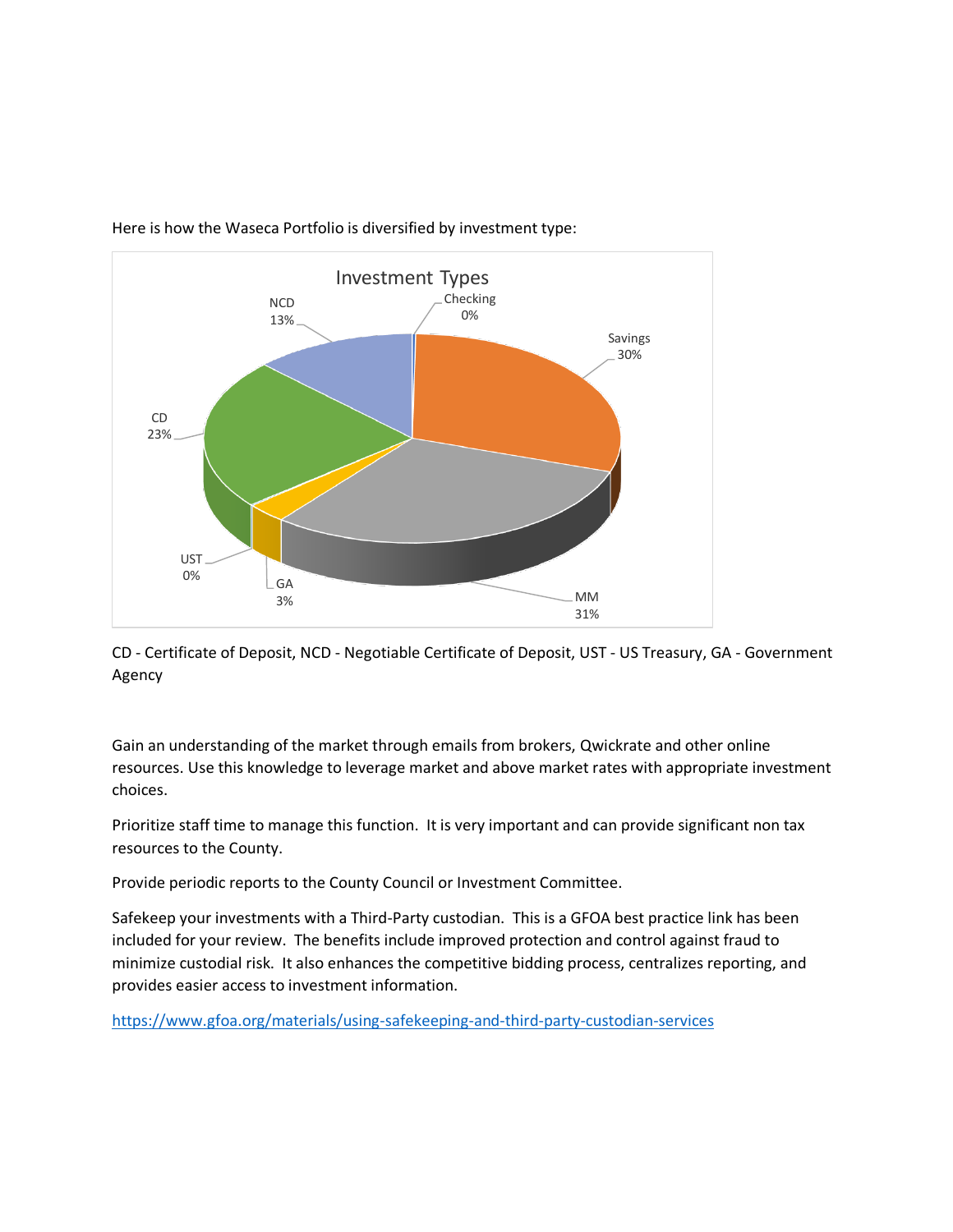Here is how the Waseca Portfolio is diversified by investment type:

CD - Certificate of Deposit, NCD - Negotiable Certificate of Deposit, UST - US Treasury, GA - Government Agency

Gain an understanding of the market through emails from brokers, Qwickrate and other online resources. Use this knowledge to leverage market and above market rates with appropriate investment choices.

Prioritize staff time to manage this function. It is very important and can provide significant non tax resources to the County.

Provide periodic reports to the County Council or Investment Committee.

Safekeep your investments with a Third-Party custodian. This is a GFOA best practice link has been included for your review. The benefits include improved protection and control against fraud to minimize custodial risk. It also enhances the competitive bidding process, centralizes reporting, and provides easier access to investment information.

https://www.gfoa.org/materials/using-safekeeping-and-third-party-custodian-services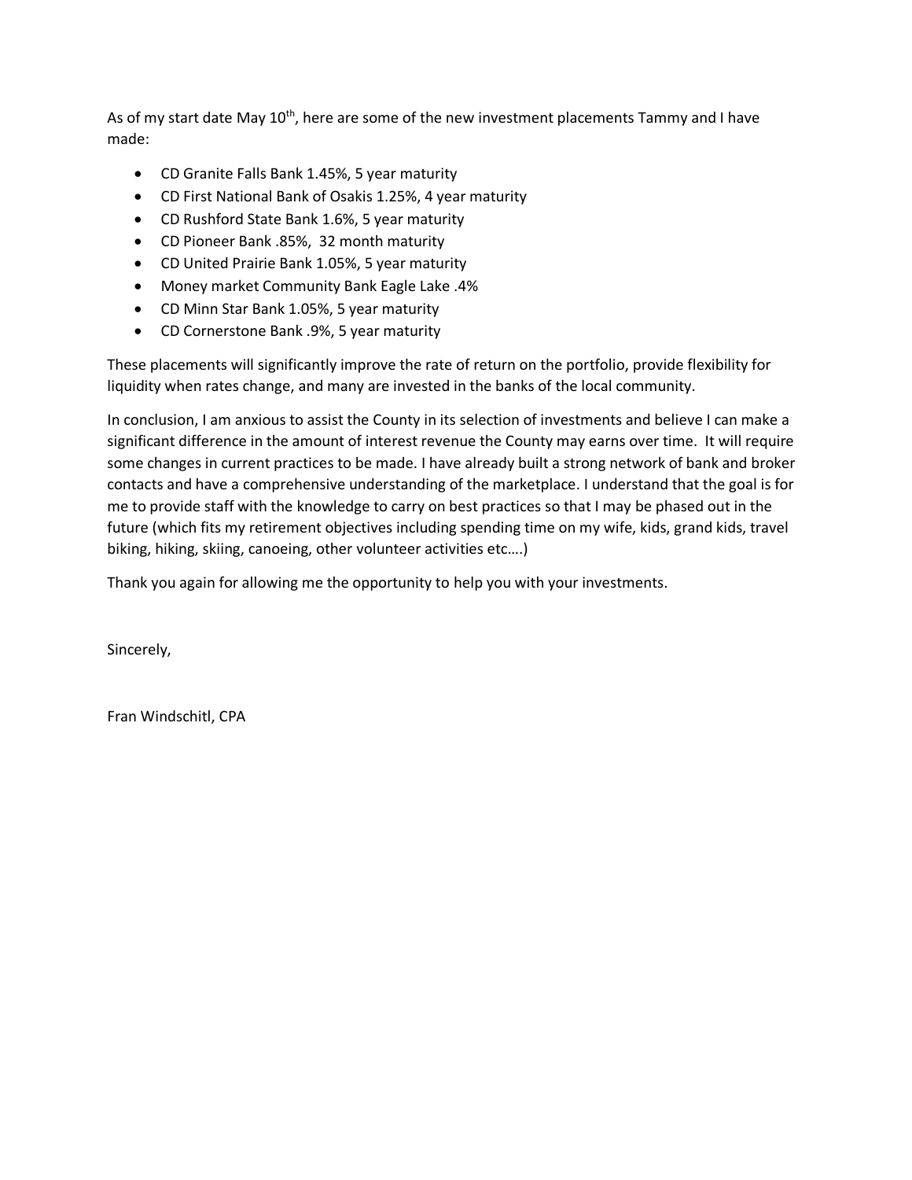As of my start date May 10th, here are some of the new investment placements Tammy and I have made:

- CD Granite Falls Bank 1.45%, 5 year maturity
- CD First National Bank of Osakis 1.25%, 4 year maturity
- CD Rushford State Bank 1.6%, 5 year maturity
- CD Pioneer Bank .85%, 32 month maturity
- CD United Prairie Bank 1.05%, 5 year maturity
- Money market Community Bank Eagle Lake .4%
- CD Minn Star Bank 1.05%, 5 year maturity
- CD Cornerstone Bank .9%, 5 year maturity

These placements will significantly improve the rate of return on the portfolio, provide flexibility for liquidity when rates change, and many are invested in the banks of the local community.

In conclusion, I am anxious to assist the County in its selection of investments and believe I can make a significant difference in the amount of interest revenue the County may earns over time. It will require some changes in current practices to be made. I have already built a strong network of bank and broker contacts and have a comprehensive understanding of the marketplace. I understand that the goal is for me to provide staff with the knowledge to carry on best practices so that I may be phased out in the future (which fits my retirement objectives including spending time on my wife, kids, grand kids, travel biking, hiking, skiing, canoeing, other volunteer activities etc….)

Thank you again for allowing me the opportunity to help you with your investments.

Sincerely,

Fran Windschitl, CPA